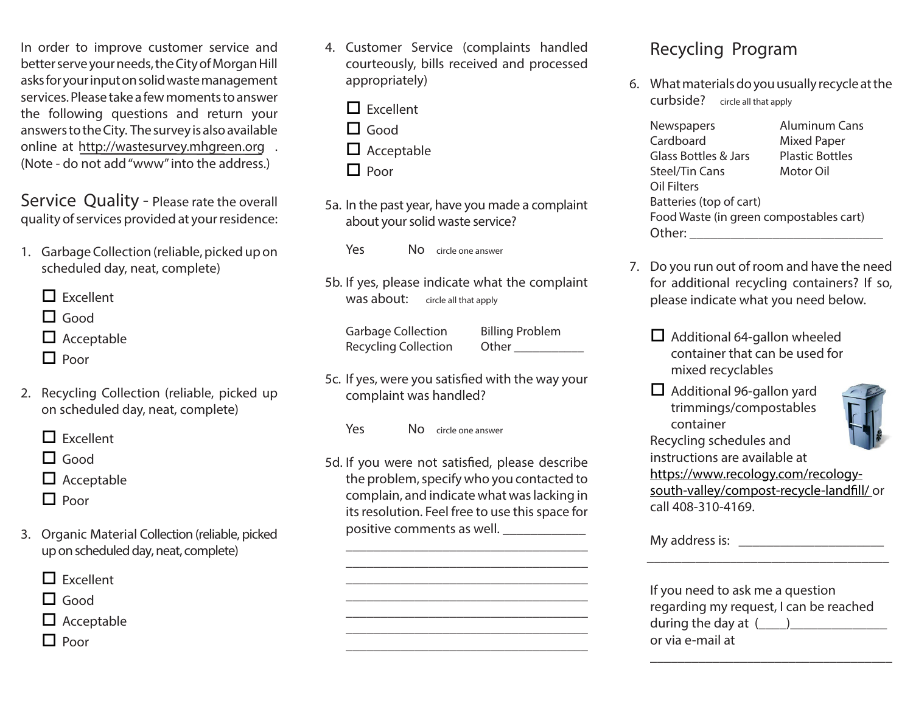In order to improve customer service and better serve your needs, the City of Morgan Hill asks for your input on solid waste management services. Please take a few moments to answer the following questions and return your answers to the City. The survey is also available online at http://wastesurvey.mhgreen.org . (Note - do not add "www" into the address.)

## Service Quality - Please rate the overall quality of services provided at your residence:

1. Garbage Collection (reliable, picked up on scheduled day, neat, complete)

   - ☐ Excellent
   - ☐ Good
   - ☐ Acceptable
   - ☐ Poor

2. Recycling Collection (reliable, picked up on scheduled day, neat, complete)

   - ☐ Excellent
   - ☐ Good
   - ☐ Acceptable
   - ☐ Poor

3. Organic Material Collection (reliable, picked up on scheduled day, neat, complete)

   - ☐ Excellent
   - ☐ Good
   - ☐ Acceptable
   - ☐ Poor

4. Customer Service (complaints handled courteously, bills received and processed appropriately)

   - ☐ Excellent
   - ☐ Good
   - ☐ Acceptable
   - ☐ Poor

5a. In the past year, have you made a complaint about your solid waste service?

Yes No circle one answer

5b. If yes, please indicate what the complaint was about: circle all that apply

Garbage Collection Billing Problem
Recycling Collection Other ___________

5c. If yes, were you satisfied with the way your complaint was handled?

Yes No circle one answer

5d. If you were not satisfied, please describe the problem, specify who you contacted to complain, and indicate what was lacking in its resolution. Feel free to use this space for positive comments as well. ____________

____________________________________
____________________________________
____________________________________
____________________________________
____________________________________
____________________________________
____________________________________

## Recycling Program

6. What materials do you usually recycle at the curbside? circle all that apply

Newspapers Aluminum Cans
Cardboard Mixed Paper
Glass Bottles & Jars Plastic Bottles
Steel/Tin Cans Motor Oil
Oil Filters
Batteries (top of cart)
Food Waste (in green compostables cart)
Other: ____________________________

7. Do you run out of room and have the need for additional recycling containers? If so, please indicate what you need below.

   - ☐ Additional 64-gallon wheeled container that can be used for mixed recyclables
   - ☐ Additional 96-gallon yard trimmings/compostables container

Recycling schedules and instructions are available at https://www.recology.com/recology-south-valley/compost-recycle-landfill/ or call 408-310-4169.

My address is: _____________________

____________________________________

If you need to ask me a question regarding my request, I can be reached during the day at (____)______________ or via e-mail at

____________________________________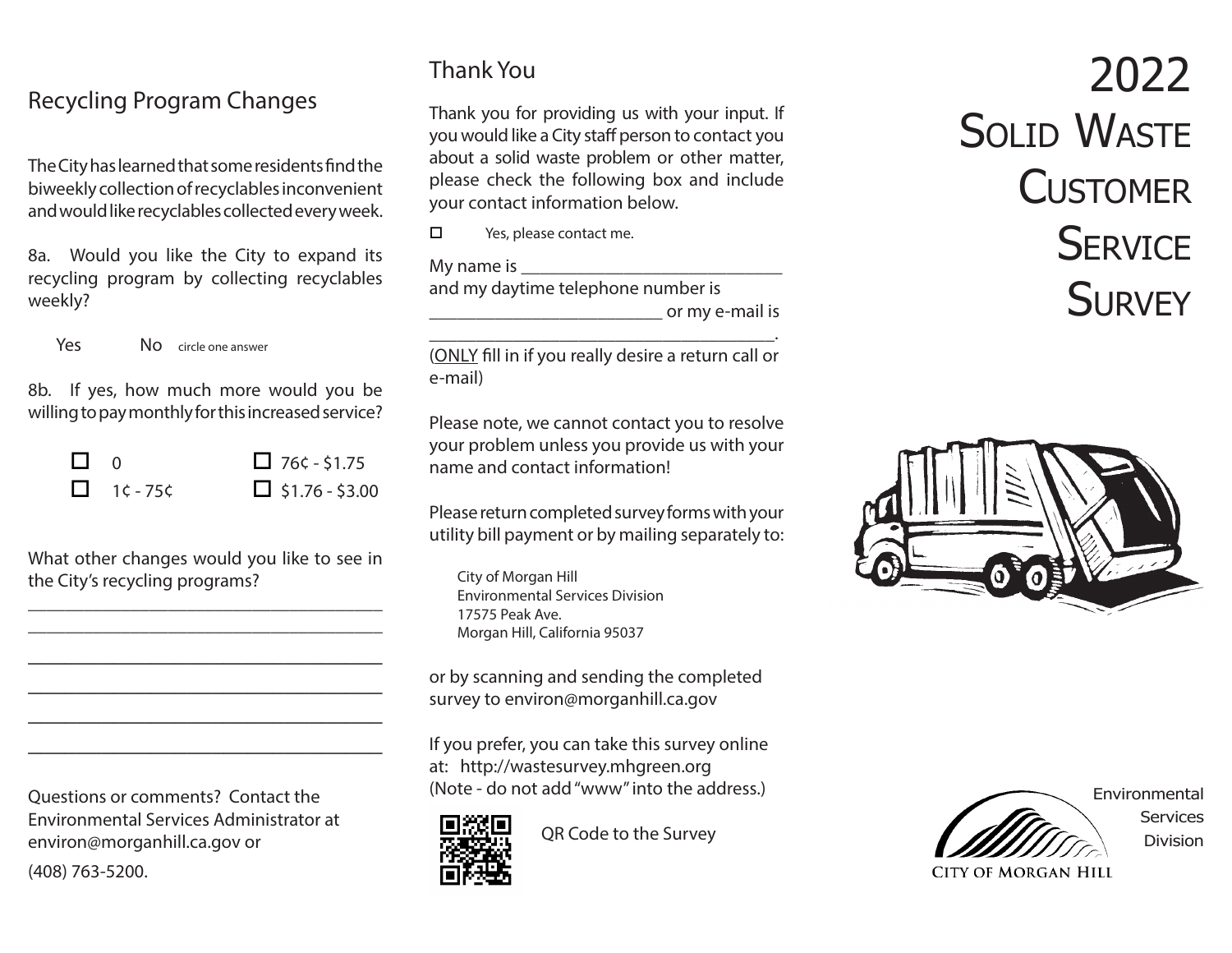## Recycling Program Changes

The City has learned that some residents find the biweekly collection of recyclables inconvenient and would like recyclables collected every week.

8a. Would you like the City to expand its recycling program by collecting recyclables weekly?

Yes No circle one answer

8b. If yes, how much more would you be willing to pay monthly for this increased service?

- ☐ 0
- ☐ 1¢ - 75¢
- ☐ 76¢ - $1.75
- ☐ $1.76 - $3.00

What other changes would you like to see in the City's recycling programs?

______________________________________
______________________________________
______________________________________
______________________________________
______________________________________
______________________________________

Questions or comments? Contact the Environmental Services Administrator at environ@morganhill.ca.gov or

(408) 763-5200.

## Thank You

Thank you for providing us with your input. If you would like a City staff person to contact you about a solid waste problem or other matter, please check the following box and include your contact information below.

☐ Yes, please contact me.

My name is ____________________________
and my daytime telephone number is
_________________________ or my e-mail is
_____________________________________.
(<u>ONLY</u> fill in if you really desire a return call or e-mail)

Please note, we cannot contact you to resolve your problem unless you provide us with your name and contact information!

Please return completed survey forms with your utility bill payment or by mailing separately to:

City of Morgan Hill
Environmental Services Division
17575 Peak Ave.
Morgan Hill, California 95037

or by scanning and sending the completed survey to environ@morganhill.ca.gov

If you prefer, you can take this survey online at: http://wastesurvey.mhgreen.org
(Note - do not add "www" into the address.)

QR Code to the Survey

# 2022 Solid Waste Customer Service Survey

Environmental Services Division

City of Morgan Hill